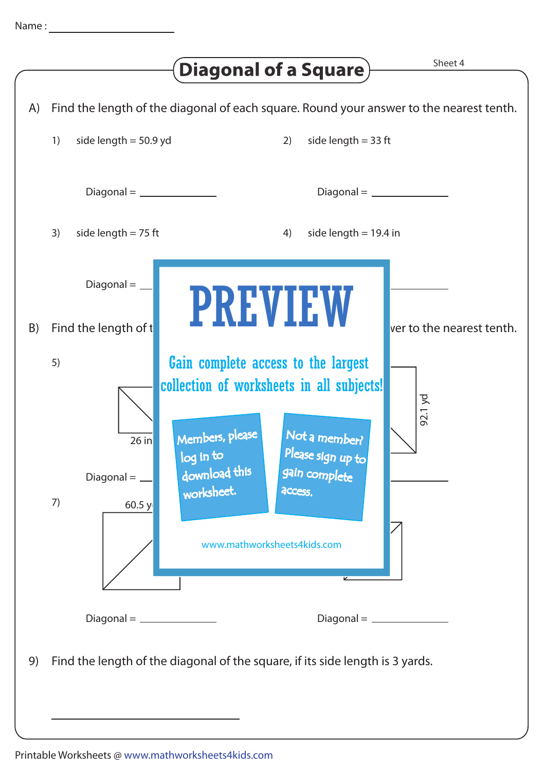Name : ____________________

# Diagonal of a Square

Sheet 4

A) Find the length of the diagonal of each square. Round your answer to the nearest tenth.

1) side length = 50.9 yd

Diagonal = ____________

2) side length = 33 ft

Diagonal = ____________

3) side length = 75 ft

Diagonal = ____________

4) side length = 19.4 in

Diagonal = ____________

PREVIEW

Gain complete access to the largest collection of worksheets in all subjects!

Members, please log in to download this worksheet.

Not a member? Please sign up to gain complete access.

www.mathworksheets4kids.com

B) Find the length of t... ...ver to the nearest tenth.

5)

26 in

Diagonal = ____________

92.1 yd

Diagonal = ____________

7)

60.5 y

Diagonal = ____________

Diagonal = ____________

9) Find the length of the diagonal of the square, if its side length is 3 yards.

____________________________

Printable Worksheets @ www.mathworksheets4kids.com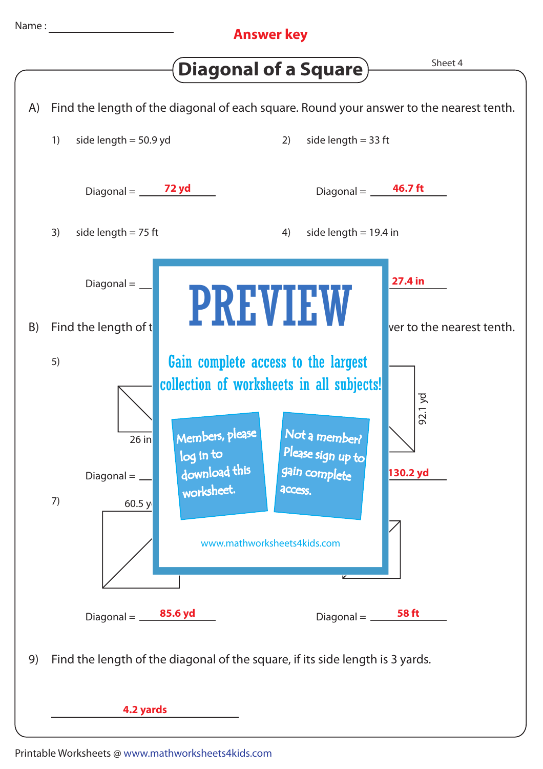Name : ____________________

**Answer key**

# Diagonal of a Square

Sheet 4

A) Find the length of the diagonal of each square. Round your answer to the nearest tenth.

1) side length = 50.9 yd

Diagonal = **72 yd**

2) side length = 33 ft

Diagonal = **46.7 ft**

3) side length = 75 ft

Diagonal = ____

4) side length = 19.4 in

Diagonal = **27.4 in**

B) Find the length of t... ...ver to the nearest tenth.

5)

26 in

Diagonal = ____

6)

92.1 yd

Diagonal = **130.2 yd**

7)

60.5 y...

Diagonal = **85.6 yd**

8)

Diagonal = **58 ft**

PREVIEW

Gain complete access to the largest collection of worksheets in all subjects!

Members, please log in to download this worksheet.

Not a member? Please sign up to gain complete access.

www.mathworksheets4kids.com

9) Find the length of the diagonal of the square, if its side length is 3 yards.

**4.2 yards**

Printable Worksheets @ www.mathworksheets4kids.com